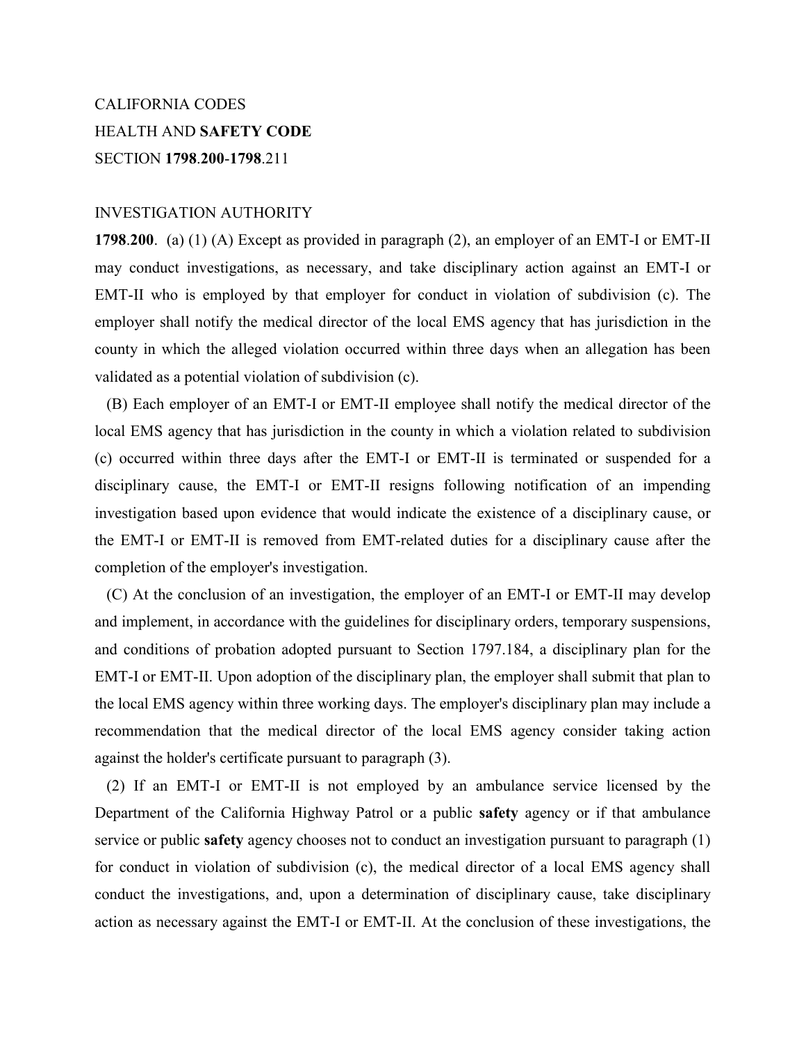CALIFORNIA CODES

HEALTH AND **SAFETY CODE**

SECTION **1798**.**200**-**1798**.211

INVESTIGATION AUTHORITY

**1798**.**200**. (a) (1) (A) Except as provided in paragraph (2), an employer of an EMT-I or EMT-II may conduct investigations, as necessary, and take disciplinary action against an EMT-I or EMT-II who is employed by that employer for conduct in violation of subdivision (c). The employer shall notify the medical director of the local EMS agency that has jurisdiction in the county in which the alleged violation occurred within three days when an allegation has been validated as a potential violation of subdivision (c).

(B) Each employer of an EMT-I or EMT-II employee shall notify the medical director of the local EMS agency that has jurisdiction in the county in which a violation related to subdivision (c) occurred within three days after the EMT-I or EMT-II is terminated or suspended for a disciplinary cause, the EMT-I or EMT-II resigns following notification of an impending investigation based upon evidence that would indicate the existence of a disciplinary cause, or the EMT-I or EMT-II is removed from EMT-related duties for a disciplinary cause after the completion of the employer's investigation.

(C) At the conclusion of an investigation, the employer of an EMT-I or EMT-II may develop and implement, in accordance with the guidelines for disciplinary orders, temporary suspensions, and conditions of probation adopted pursuant to Section 1797.184, a disciplinary plan for the EMT-I or EMT-II. Upon adoption of the disciplinary plan, the employer shall submit that plan to the local EMS agency within three working days. The employer's disciplinary plan may include a recommendation that the medical director of the local EMS agency consider taking action against the holder's certificate pursuant to paragraph (3).

(2) If an EMT-I or EMT-II is not employed by an ambulance service licensed by the Department of the California Highway Patrol or a public **safety** agency or if that ambulance service or public **safety** agency chooses not to conduct an investigation pursuant to paragraph (1) for conduct in violation of subdivision (c), the medical director of a local EMS agency shall conduct the investigations, and, upon a determination of disciplinary cause, take disciplinary action as necessary against the EMT-I or EMT-II. At the conclusion of these investigations, the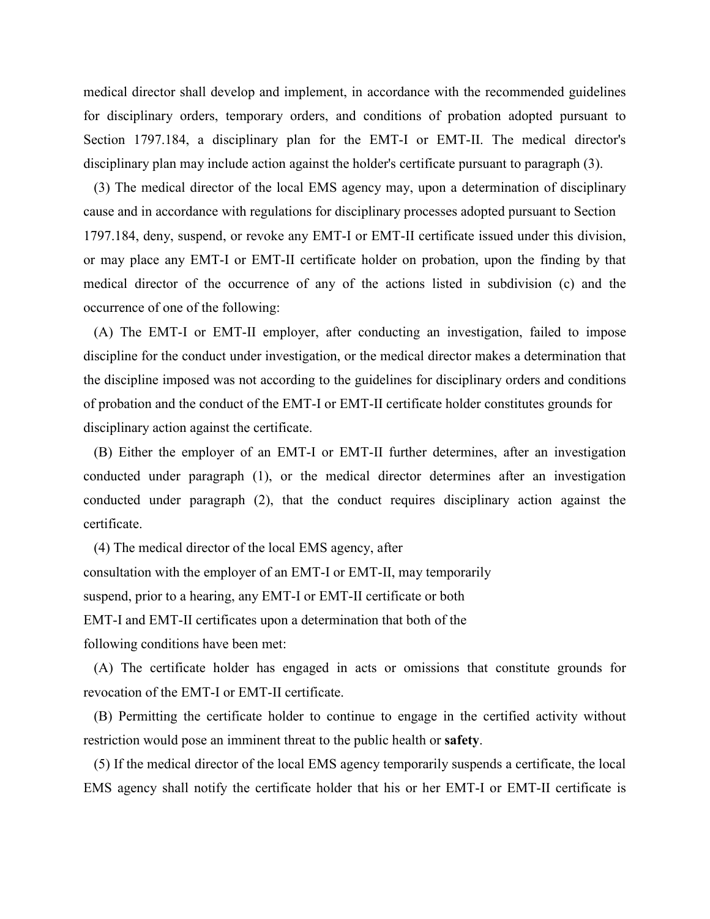medical director shall develop and implement, in accordance with the recommended guidelines for disciplinary orders, temporary orders, and conditions of probation adopted pursuant to Section 1797.184, a disciplinary plan for the EMT-I or EMT-II. The medical director's disciplinary plan may include action against the holder's certificate pursuant to paragraph (3).

(3) The medical director of the local EMS agency may, upon a determination of disciplinary cause and in accordance with regulations for disciplinary processes adopted pursuant to Section 1797.184, deny, suspend, or revoke any EMT-I or EMT-II certificate issued under this division, or may place any EMT-I or EMT-II certificate holder on probation, upon the finding by that medical director of the occurrence of any of the actions listed in subdivision (c) and the occurrence of one of the following:

(A) The EMT-I or EMT-II employer, after conducting an investigation, failed to impose discipline for the conduct under investigation, or the medical director makes a determination that the discipline imposed was not according to the guidelines for disciplinary orders and conditions of probation and the conduct of the EMT-I or EMT-II certificate holder constitutes grounds for disciplinary action against the certificate.

(B) Either the employer of an EMT-I or EMT-II further determines, after an investigation conducted under paragraph (1), or the medical director determines after an investigation conducted under paragraph (2), that the conduct requires disciplinary action against the certificate.

(4) The medical director of the local EMS agency, after consultation with the employer of an EMT-I or EMT-II, may temporarily suspend, prior to a hearing, any EMT-I or EMT-II certificate or both EMT-I and EMT-II certificates upon a determination that both of the following conditions have been met:

(A) The certificate holder has engaged in acts or omissions that constitute grounds for revocation of the EMT-I or EMT-II certificate.

(B) Permitting the certificate holder to continue to engage in the certified activity without restriction would pose an imminent threat to the public health or **safety**.

(5) If the medical director of the local EMS agency temporarily suspends a certificate, the local EMS agency shall notify the certificate holder that his or her EMT-I or EMT-II certificate is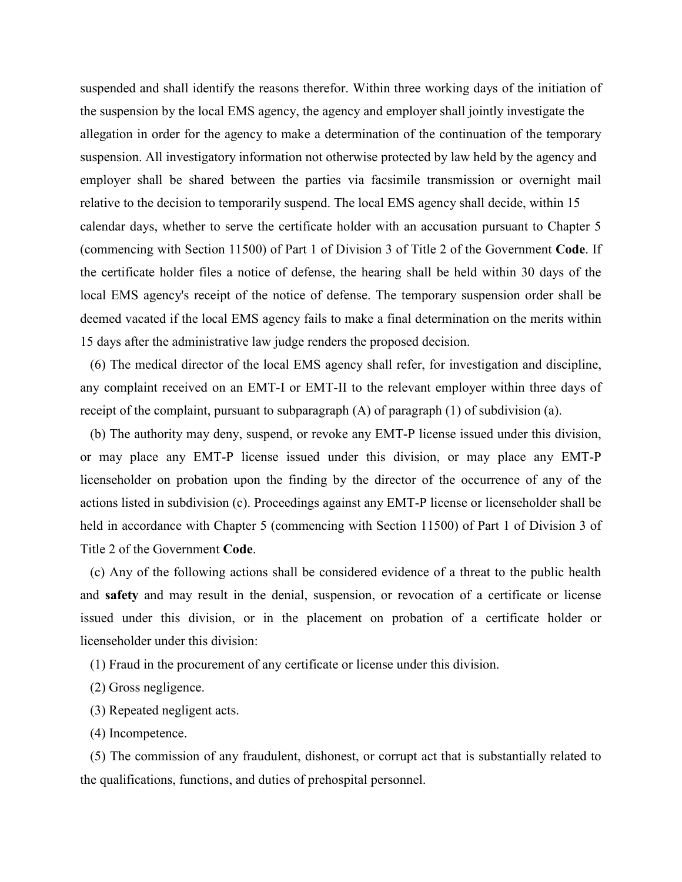suspended and shall identify the reasons therefor. Within three working days of the initiation of the suspension by the local EMS agency, the agency and employer shall jointly investigate the allegation in order for the agency to make a determination of the continuation of the temporary suspension. All investigatory information not otherwise protected by law held by the agency and employer shall be shared between the parties via facsimile transmission or overnight mail relative to the decision to temporarily suspend. The local EMS agency shall decide, within 15 calendar days, whether to serve the certificate holder with an accusation pursuant to Chapter 5 (commencing with Section 11500) of Part 1 of Division 3 of Title 2 of the Government **Code**. If the certificate holder files a notice of defense, the hearing shall be held within 30 days of the local EMS agency's receipt of the notice of defense. The temporary suspension order shall be deemed vacated if the local EMS agency fails to make a final determination on the merits within 15 days after the administrative law judge renders the proposed decision.

(6) The medical director of the local EMS agency shall refer, for investigation and discipline, any complaint received on an EMT-I or EMT-II to the relevant employer within three days of receipt of the complaint, pursuant to subparagraph (A) of paragraph (1) of subdivision (a).

(b) The authority may deny, suspend, or revoke any EMT-P license issued under this division, or may place any EMT-P license issued under this division, or may place any EMT-P licenseholder on probation upon the finding by the director of the occurrence of any of the actions listed in subdivision (c). Proceedings against any EMT-P license or licenseholder shall be held in accordance with Chapter 5 (commencing with Section 11500) of Part 1 of Division 3 of Title 2 of the Government **Code**.

(c) Any of the following actions shall be considered evidence of a threat to the public health and **safety** and may result in the denial, suspension, or revocation of a certificate or license issued under this division, or in the placement on probation of a certificate holder or licenseholder under this division:

(1) Fraud in the procurement of any certificate or license under this division.

(2) Gross negligence.

(3) Repeated negligent acts.

(4) Incompetence.

(5) The commission of any fraudulent, dishonest, or corrupt act that is substantially related to the qualifications, functions, and duties of prehospital personnel.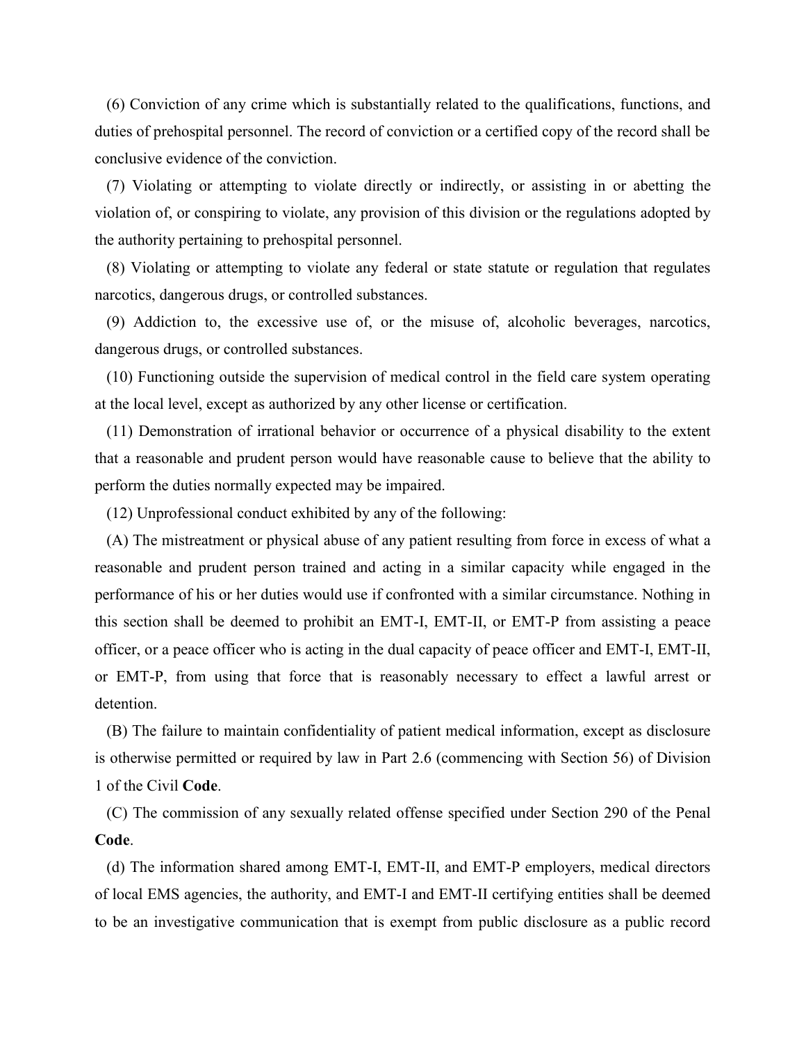(6) Conviction of any crime which is substantially related to the qualifications, functions, and duties of prehospital personnel. The record of conviction or a certified copy of the record shall be conclusive evidence of the conviction.

(7) Violating or attempting to violate directly or indirectly, or assisting in or abetting the violation of, or conspiring to violate, any provision of this division or the regulations adopted by the authority pertaining to prehospital personnel.

(8) Violating or attempting to violate any federal or state statute or regulation that regulates narcotics, dangerous drugs, or controlled substances.

(9) Addiction to, the excessive use of, or the misuse of, alcoholic beverages, narcotics, dangerous drugs, or controlled substances.

(10) Functioning outside the supervision of medical control in the field care system operating at the local level, except as authorized by any other license or certification.

(11) Demonstration of irrational behavior or occurrence of a physical disability to the extent that a reasonable and prudent person would have reasonable cause to believe that the ability to perform the duties normally expected may be impaired.

(12) Unprofessional conduct exhibited by any of the following:

(A) The mistreatment or physical abuse of any patient resulting from force in excess of what a reasonable and prudent person trained and acting in a similar capacity while engaged in the performance of his or her duties would use if confronted with a similar circumstance. Nothing in this section shall be deemed to prohibit an EMT-I, EMT-II, or EMT-P from assisting a peace officer, or a peace officer who is acting in the dual capacity of peace officer and EMT-I, EMT-II, or EMT-P, from using that force that is reasonably necessary to effect a lawful arrest or detention.

(B) The failure to maintain confidentiality of patient medical information, except as disclosure is otherwise permitted or required by law in Part 2.6 (commencing with Section 56) of Division 1 of the Civil **Code**.

(C) The commission of any sexually related offense specified under Section 290 of the Penal **Code**.

(d) The information shared among EMT-I, EMT-II, and EMT-P employers, medical directors of local EMS agencies, the authority, and EMT-I and EMT-II certifying entities shall be deemed to be an investigative communication that is exempt from public disclosure as a public record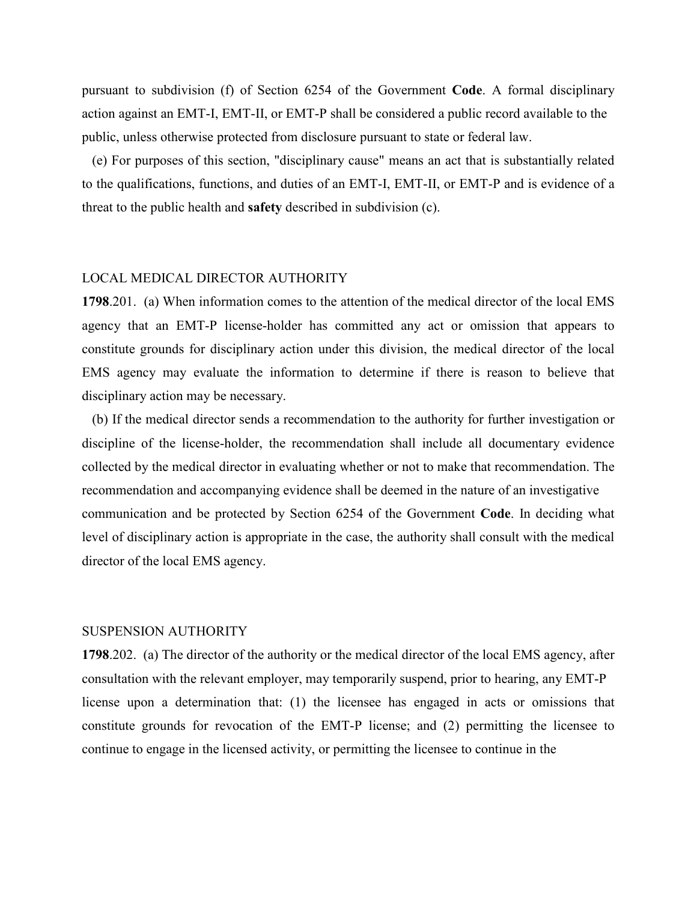pursuant to subdivision (f) of Section 6254 of the Government **Code**. A formal disciplinary action against an EMT-I, EMT-II, or EMT-P shall be considered a public record available to the public, unless otherwise protected from disclosure pursuant to state or federal law.

(e) For purposes of this section, "disciplinary cause" means an act that is substantially related to the qualifications, functions, and duties of an EMT-I, EMT-II, or EMT-P and is evidence of a threat to the public health and **safety** described in subdivision (c).

LOCAL MEDICAL DIRECTOR AUTHORITY

**1798**.201. (a) When information comes to the attention of the medical director of the local EMS agency that an EMT-P license-holder has committed any act or omission that appears to constitute grounds for disciplinary action under this division, the medical director of the local EMS agency may evaluate the information to determine if there is reason to believe that disciplinary action may be necessary.

(b) If the medical director sends a recommendation to the authority for further investigation or discipline of the license-holder, the recommendation shall include all documentary evidence collected by the medical director in evaluating whether or not to make that recommendation. The recommendation and accompanying evidence shall be deemed in the nature of an investigative communication and be protected by Section 6254 of the Government **Code**. In deciding what level of disciplinary action is appropriate in the case, the authority shall consult with the medical director of the local EMS agency.

SUSPENSION AUTHORITY

**1798**.202. (a) The director of the authority or the medical director of the local EMS agency, after consultation with the relevant employer, may temporarily suspend, prior to hearing, any EMT-P license upon a determination that: (1) the licensee has engaged in acts or omissions that constitute grounds for revocation of the EMT-P license; and (2) permitting the licensee to continue to engage in the licensed activity, or permitting the licensee to continue in the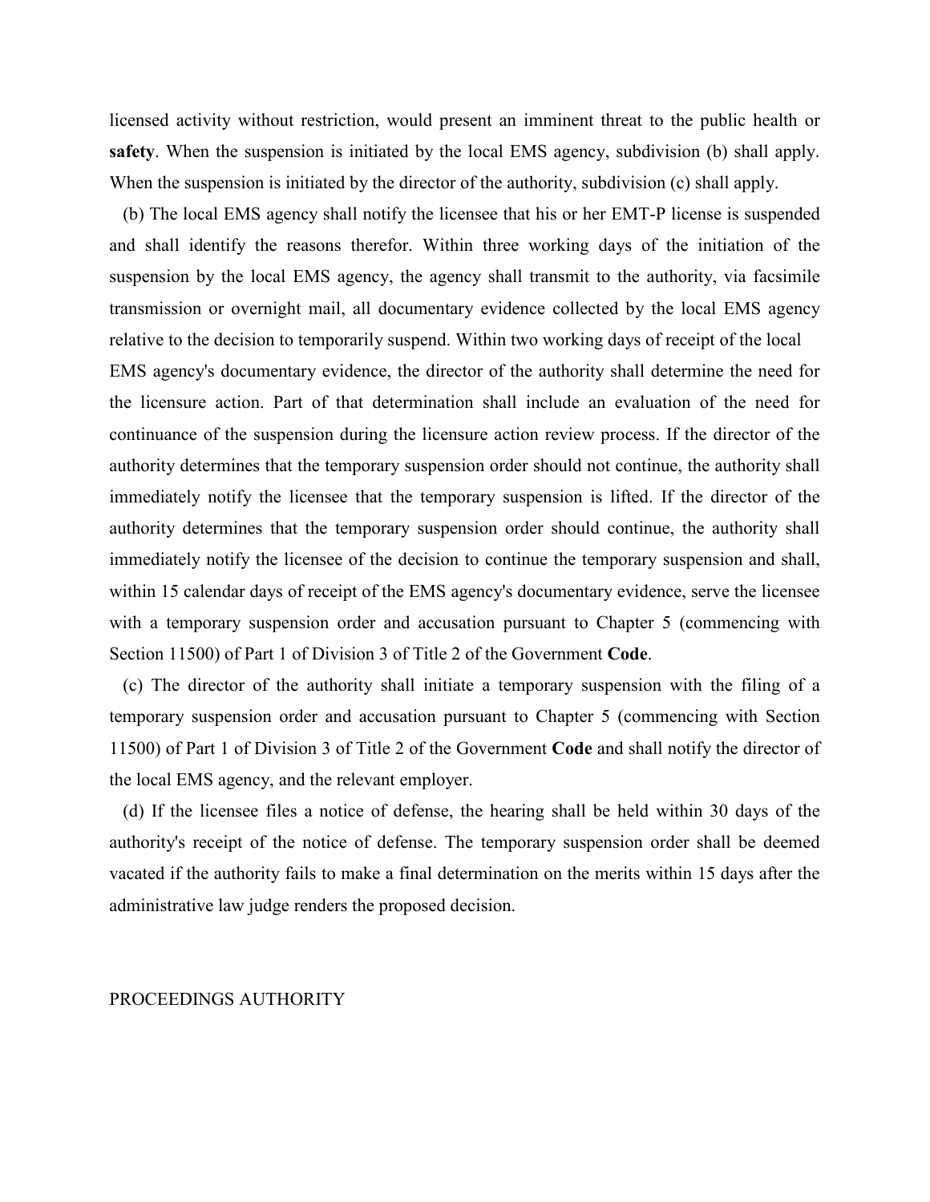licensed activity without restriction, would present an imminent threat to the public health or **safety**. When the suspension is initiated by the local EMS agency, subdivision (b) shall apply. When the suspension is initiated by the director of the authority, subdivision (c) shall apply.

(b) The local EMS agency shall notify the licensee that his or her EMT-P license is suspended and shall identify the reasons therefor. Within three working days of the initiation of the suspension by the local EMS agency, the agency shall transmit to the authority, via facsimile transmission or overnight mail, all documentary evidence collected by the local EMS agency relative to the decision to temporarily suspend. Within two working days of receipt of the local EMS agency's documentary evidence, the director of the authority shall determine the need for the licensure action. Part of that determination shall include an evaluation of the need for continuance of the suspension during the licensure action review process. If the director of the authority determines that the temporary suspension order should not continue, the authority shall immediately notify the licensee that the temporary suspension is lifted. If the director of the authority determines that the temporary suspension order should continue, the authority shall immediately notify the licensee of the decision to continue the temporary suspension and shall, within 15 calendar days of receipt of the EMS agency's documentary evidence, serve the licensee with a temporary suspension order and accusation pursuant to Chapter 5 (commencing with Section 11500) of Part 1 of Division 3 of Title 2 of the Government **Code**.

(c) The director of the authority shall initiate a temporary suspension with the filing of a temporary suspension order and accusation pursuant to Chapter 5 (commencing with Section 11500) of Part 1 of Division 3 of Title 2 of the Government **Code** and shall notify the director of the local EMS agency, and the relevant employer.

(d) If the licensee files a notice of defense, the hearing shall be held within 30 days of the authority's receipt of the notice of defense. The temporary suspension order shall be deemed vacated if the authority fails to make a final determination on the merits within 15 days after the administrative law judge renders the proposed decision.

PROCEEDINGS AUTHORITY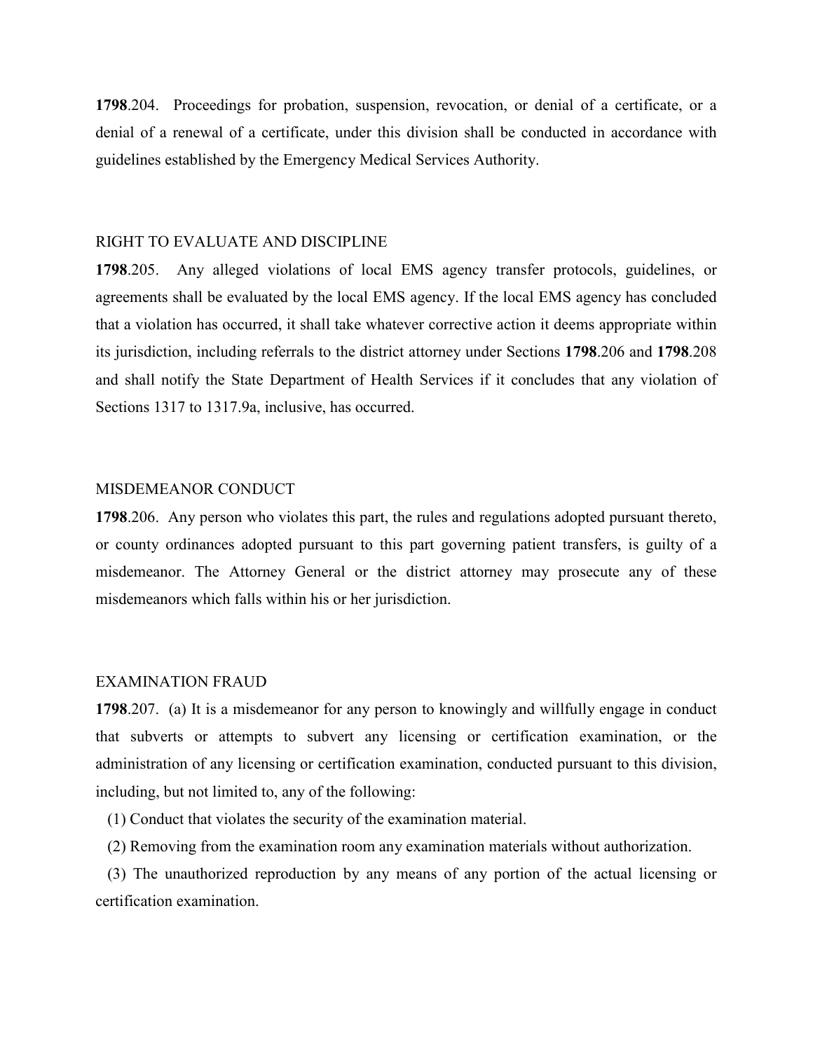**1798**.204. Proceedings for probation, suspension, revocation, or denial of a certificate, or a denial of a renewal of a certificate, under this division shall be conducted in accordance with guidelines established by the Emergency Medical Services Authority.

RIGHT TO EVALUATE AND DISCIPLINE

**1798**.205. Any alleged violations of local EMS agency transfer protocols, guidelines, or agreements shall be evaluated by the local EMS agency. If the local EMS agency has concluded that a violation has occurred, it shall take whatever corrective action it deems appropriate within its jurisdiction, including referrals to the district attorney under Sections **1798**.206 and **1798**.208 and shall notify the State Department of Health Services if it concludes that any violation of Sections 1317 to 1317.9a, inclusive, has occurred.

MISDEMEANOR CONDUCT

**1798**.206. Any person who violates this part, the rules and regulations adopted pursuant thereto, or county ordinances adopted pursuant to this part governing patient transfers, is guilty of a misdemeanor. The Attorney General or the district attorney may prosecute any of these misdemeanors which falls within his or her jurisdiction.

EXAMINATION FRAUD

**1798**.207. (a) It is a misdemeanor for any person to knowingly and willfully engage in conduct that subverts or attempts to subvert any licensing or certification examination, or the administration of any licensing or certification examination, conducted pursuant to this division, including, but not limited to, any of the following:

(1) Conduct that violates the security of the examination material.

(2) Removing from the examination room any examination materials without authorization.

(3) The unauthorized reproduction by any means of any portion of the actual licensing or certification examination.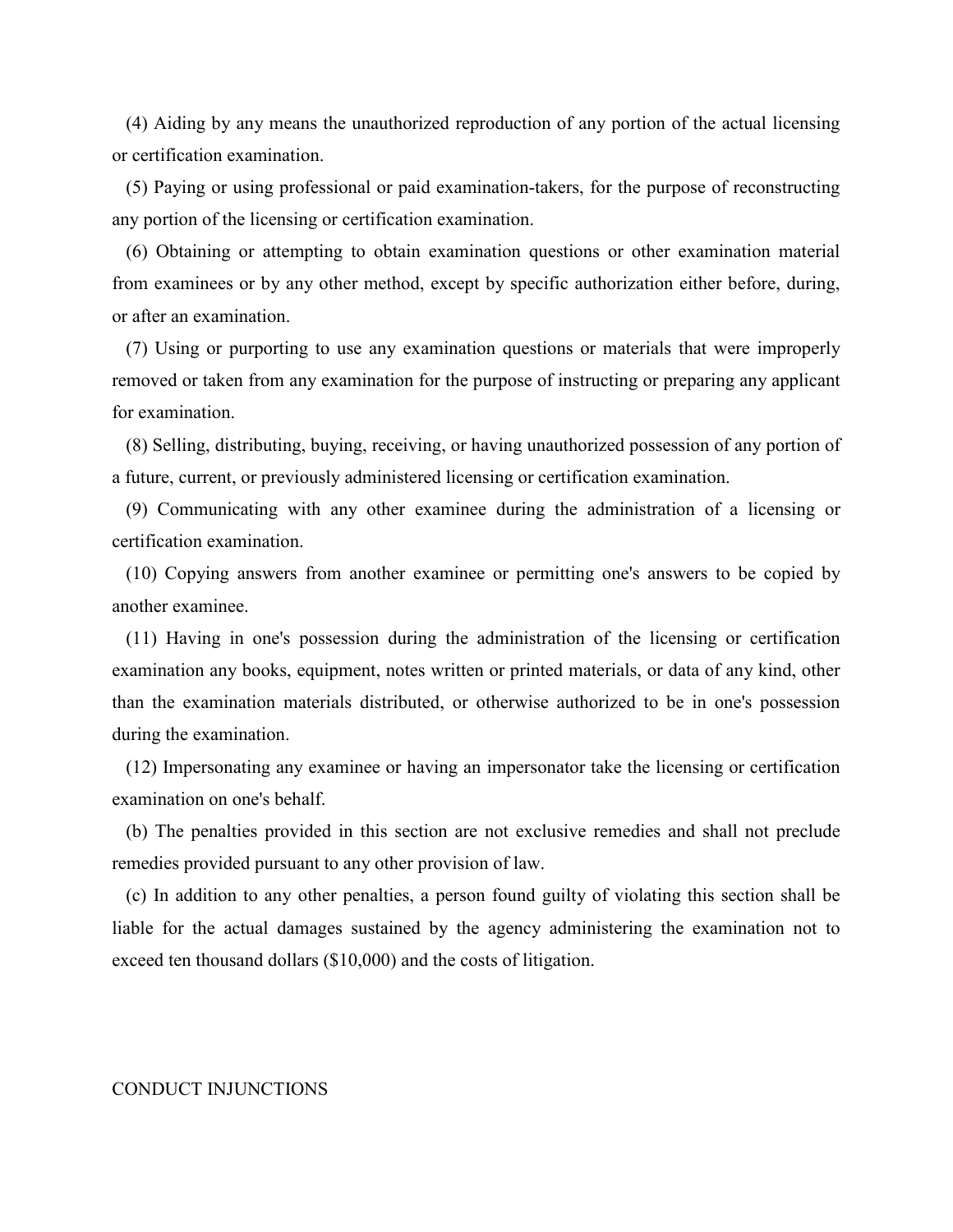(4) Aiding by any means the unauthorized reproduction of any portion of the actual licensing or certification examination.

(5) Paying or using professional or paid examination-takers, for the purpose of reconstructing any portion of the licensing or certification examination.

(6) Obtaining or attempting to obtain examination questions or other examination material from examinees or by any other method, except by specific authorization either before, during, or after an examination.

(7) Using or purporting to use any examination questions or materials that were improperly removed or taken from any examination for the purpose of instructing or preparing any applicant for examination.

(8) Selling, distributing, buying, receiving, or having unauthorized possession of any portion of a future, current, or previously administered licensing or certification examination.

(9) Communicating with any other examinee during the administration of a licensing or certification examination.

(10) Copying answers from another examinee or permitting one's answers to be copied by another examinee.

(11) Having in one's possession during the administration of the licensing or certification examination any books, equipment, notes written or printed materials, or data of any kind, other than the examination materials distributed, or otherwise authorized to be in one's possession during the examination.

(12) Impersonating any examinee or having an impersonator take the licensing or certification examination on one's behalf.

(b) The penalties provided in this section are not exclusive remedies and shall not preclude remedies provided pursuant to any other provision of law.

(c) In addition to any other penalties, a person found guilty of violating this section shall be liable for the actual damages sustained by the agency administering the examination not to exceed ten thousand dollars ($10,000) and the costs of litigation.

CONDUCT INJUNCTIONS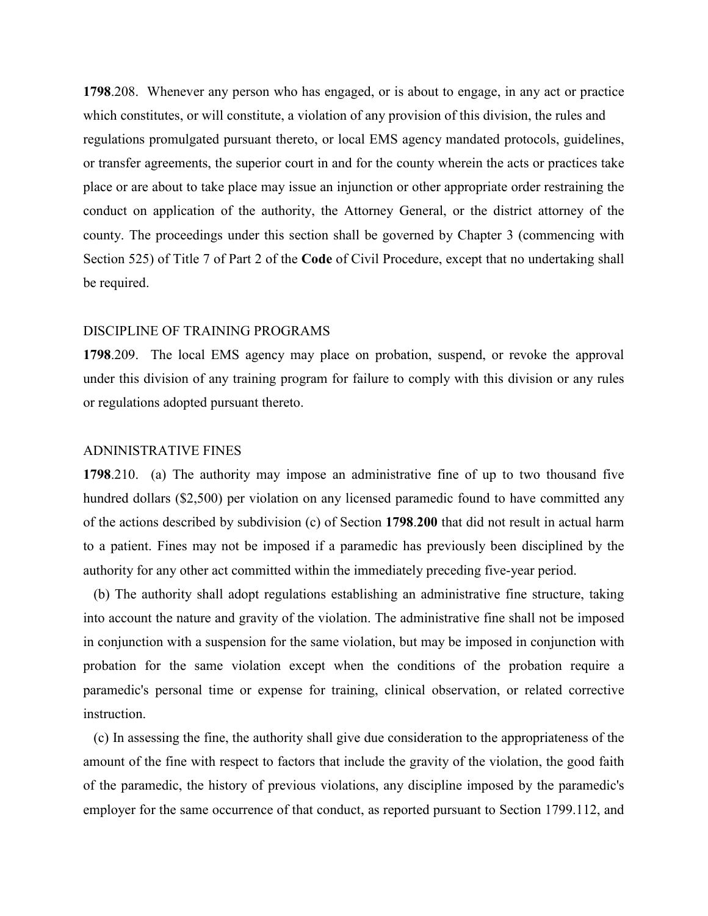**1798**.208. Whenever any person who has engaged, or is about to engage, in any act or practice which constitutes, or will constitute, a violation of any provision of this division, the rules and regulations promulgated pursuant thereto, or local EMS agency mandated protocols, guidelines, or transfer agreements, the superior court in and for the county wherein the acts or practices take place or are about to take place may issue an injunction or other appropriate order restraining the conduct on application of the authority, the Attorney General, or the district attorney of the county. The proceedings under this section shall be governed by Chapter 3 (commencing with Section 525) of Title 7 of Part 2 of the **Code** of Civil Procedure, except that no undertaking shall be required.

DISCIPLINE OF TRAINING PROGRAMS

**1798**.209. The local EMS agency may place on probation, suspend, or revoke the approval under this division of any training program for failure to comply with this division or any rules or regulations adopted pursuant thereto.

ADNINISTRATIVE FINES

**1798**.210. (a) The authority may impose an administrative fine of up to two thousand five hundred dollars ($2,500) per violation on any licensed paramedic found to have committed any of the actions described by subdivision (c) of Section **1798**.**200** that did not result in actual harm to a patient. Fines may not be imposed if a paramedic has previously been disciplined by the authority for any other act committed within the immediately preceding five-year period.

(b) The authority shall adopt regulations establishing an administrative fine structure, taking into account the nature and gravity of the violation. The administrative fine shall not be imposed in conjunction with a suspension for the same violation, but may be imposed in conjunction with probation for the same violation except when the conditions of the probation require a paramedic's personal time or expense for training, clinical observation, or related corrective instruction.

(c) In assessing the fine, the authority shall give due consideration to the appropriateness of the amount of the fine with respect to factors that include the gravity of the violation, the good faith of the paramedic, the history of previous violations, any discipline imposed by the paramedic's employer for the same occurrence of that conduct, as reported pursuant to Section 1799.112, and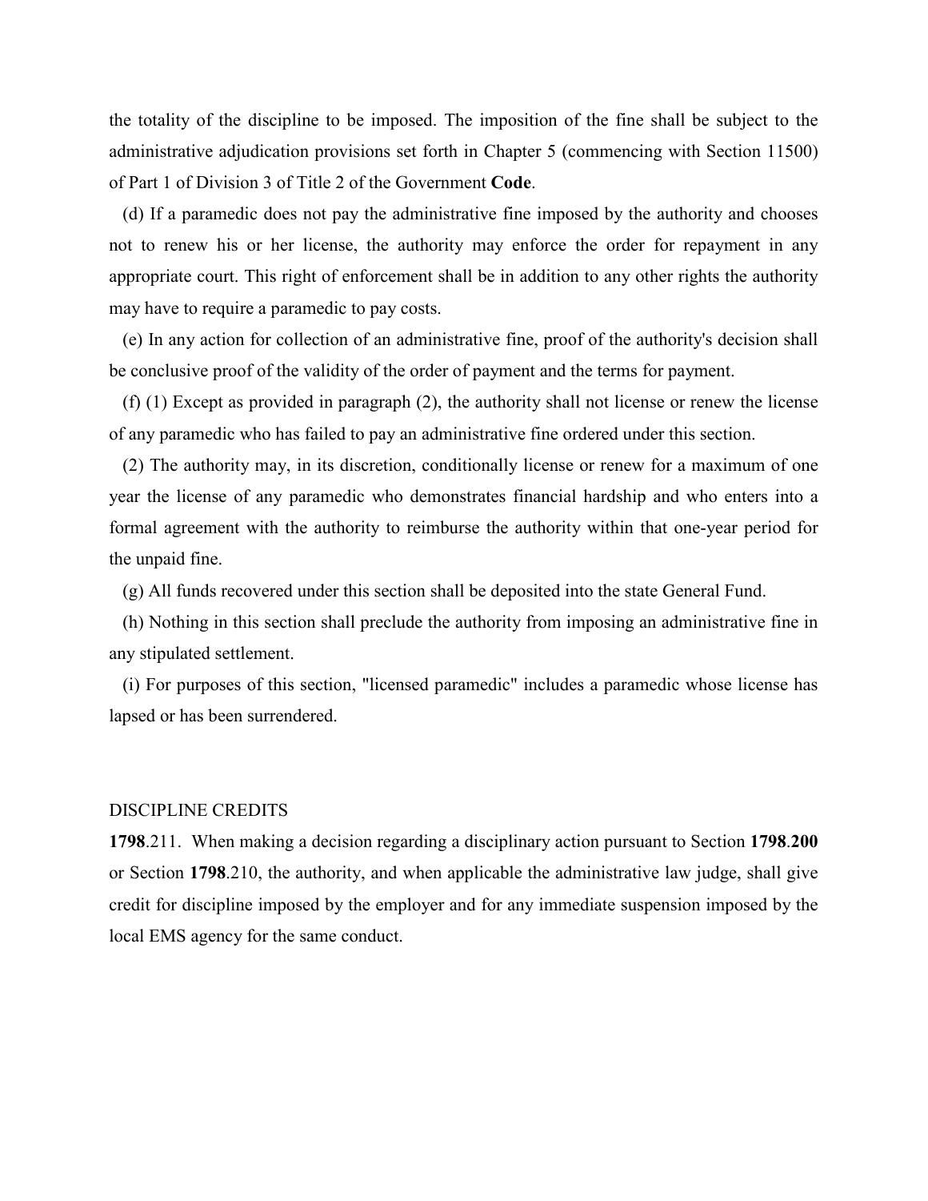the totality of the discipline to be imposed. The imposition of the fine shall be subject to the administrative adjudication provisions set forth in Chapter 5 (commencing with Section 11500) of Part 1 of Division 3 of Title 2 of the Government **Code**.

(d) If a paramedic does not pay the administrative fine imposed by the authority and chooses not to renew his or her license, the authority may enforce the order for repayment in any appropriate court. This right of enforcement shall be in addition to any other rights the authority may have to require a paramedic to pay costs.

(e) In any action for collection of an administrative fine, proof of the authority's decision shall be conclusive proof of the validity of the order of payment and the terms for payment.

(f) (1) Except as provided in paragraph (2), the authority shall not license or renew the license of any paramedic who has failed to pay an administrative fine ordered under this section.

(2) The authority may, in its discretion, conditionally license or renew for a maximum of one year the license of any paramedic who demonstrates financial hardship and who enters into a formal agreement with the authority to reimburse the authority within that one-year period for the unpaid fine.

(g) All funds recovered under this section shall be deposited into the state General Fund.

(h) Nothing in this section shall preclude the authority from imposing an administrative fine in any stipulated settlement.

(i) For purposes of this section, "licensed paramedic" includes a paramedic whose license has lapsed or has been surrendered.

DISCIPLINE CREDITS

**1798**.211. When making a decision regarding a disciplinary action pursuant to Section **1798**.**200** or Section **1798**.210, the authority, and when applicable the administrative law judge, shall give credit for discipline imposed by the employer and for any immediate suspension imposed by the local EMS agency for the same conduct.